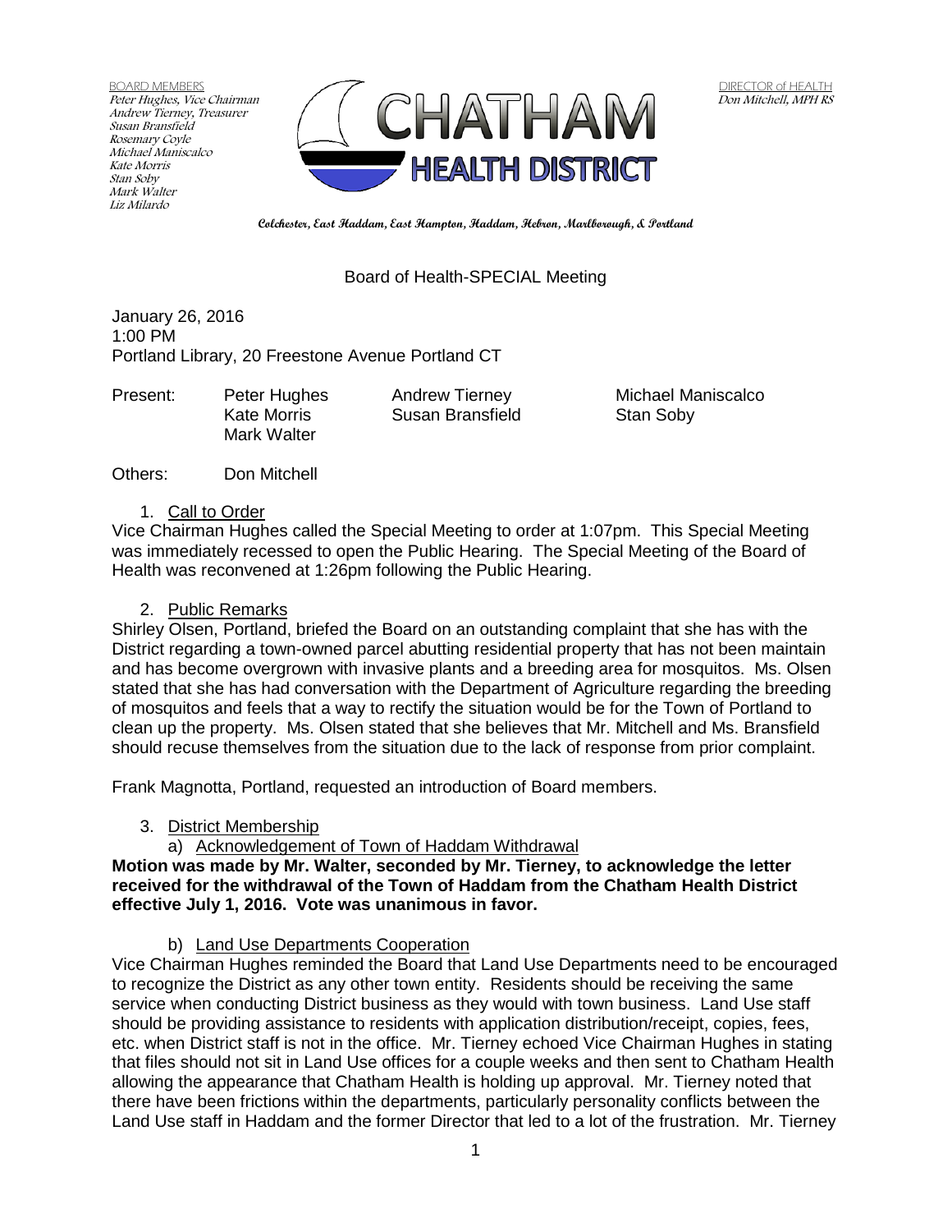BOARD MEMBERS
*Peter Hughes, Vice Chairman*
*Andrew Tierney, Treasurer*
*Susan Bransfield*
*Rosemary Coyle*
*Michael Maniscalco*
*Kate Morris*
*Stan Soby*
*Mark Walter*
*Liz Milardo*

# CHATHAM HEALTH DISTRICT

DIRECTOR of HEALTH
*Don Mitchell, MPH RS*

**Colchester, East Haddam, East Hampton, Haddam, Hebron, Marlborough, & Portland**

## Board of Health-SPECIAL Meeting

January 26, 2016
1:00 PM
Portland Library, 20 Freestone Avenue Portland CT

| Present: | Peter Hughes | Andrew Tierney | Michael Maniscalco |
|---|---|---|---|
| | Kate Morris | Susan Bransfield | Stan Soby |
| | Mark Walter | | |

Others: Don Mitchell

1. Call to Order

Vice Chairman Hughes called the Special Meeting to order at 1:07pm. This Special Meeting was immediately recessed to open the Public Hearing. The Special Meeting of the Board of Health was reconvened at 1:26pm following the Public Hearing.

2. Public Remarks

Shirley Olsen, Portland, briefed the Board on an outstanding complaint that she has with the District regarding a town-owned parcel abutting residential property that has not been maintain and has become overgrown with invasive plants and a breeding area for mosquitos. Ms. Olsen stated that she has had conversation with the Department of Agriculture regarding the breeding of mosquitos and feels that a way to rectify the situation would be for the Town of Portland to clean up the property. Ms. Olsen stated that she believes that Mr. Mitchell and Ms. Bransfield should recuse themselves from the situation due to the lack of response from prior complaint.

Frank Magnotta, Portland, requested an introduction of Board members.

3. District Membership

a) Acknowledgement of Town of Haddam Withdrawal

**Motion was made by Mr. Walter, seconded by Mr. Tierney, to acknowledge the letter received for the withdrawal of the Town of Haddam from the Chatham Health District effective July 1, 2016. Vote was unanimous in favor.**

b) Land Use Departments Cooperation

Vice Chairman Hughes reminded the Board that Land Use Departments need to be encouraged to recognize the District as any other town entity. Residents should be receiving the same service when conducting District business as they would with town business. Land Use staff should be providing assistance to residents with application distribution/receipt, copies, fees, etc. when District staff is not in the office. Mr. Tierney echoed Vice Chairman Hughes in stating that files should not sit in Land Use offices for a couple weeks and then sent to Chatham Health allowing the appearance that Chatham Health is holding up approval. Mr. Tierney noted that there have been frictions within the departments, particularly personality conflicts between the Land Use staff in Haddam and the former Director that led to a lot of the frustration. Mr. Tierney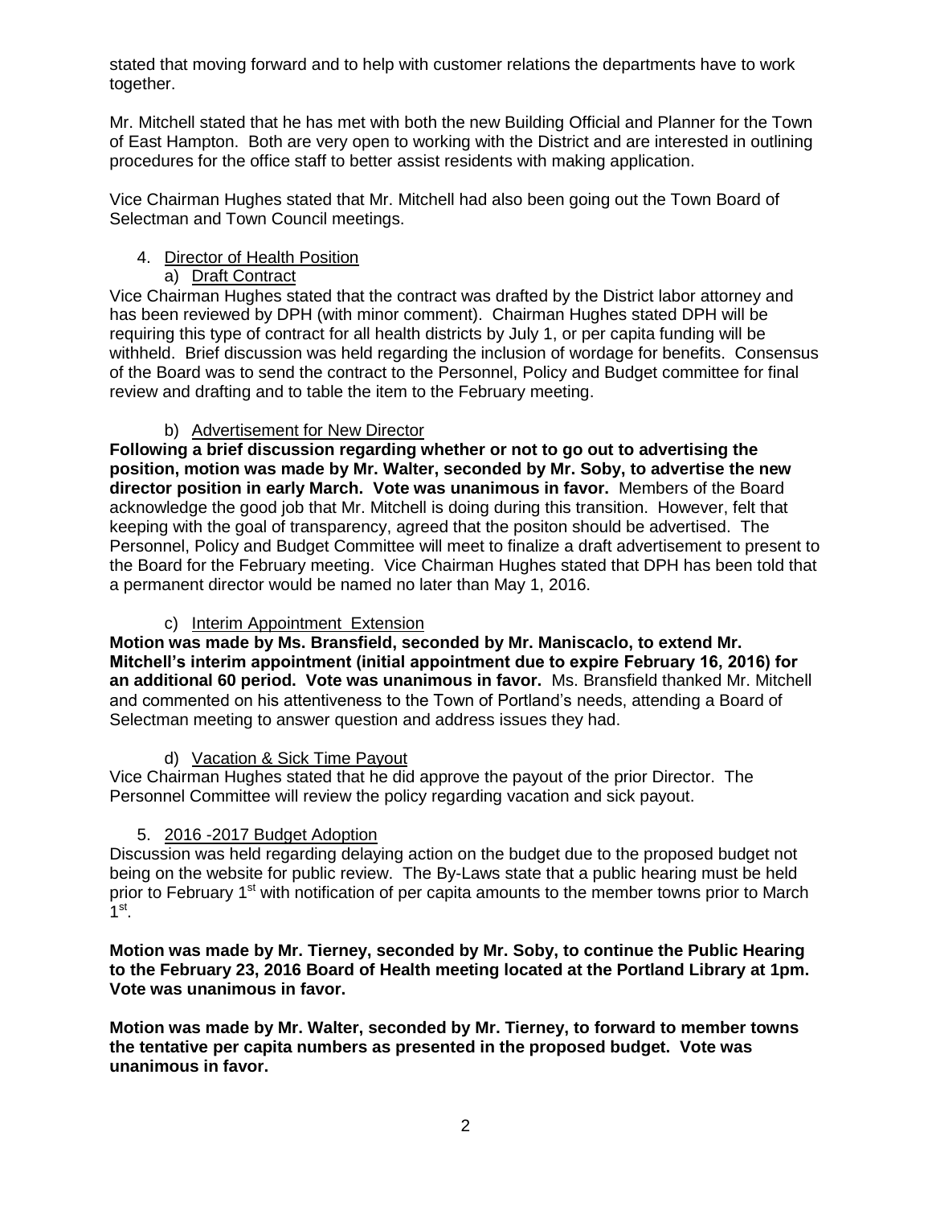stated that moving forward and to help with customer relations the departments have to work together.

Mr. Mitchell stated that he has met with both the new Building Official and Planner for the Town of East Hampton. Both are very open to working with the District and are interested in outlining procedures for the office staff to better assist residents with making application.

Vice Chairman Hughes stated that Mr. Mitchell had also been going out the Town Board of Selectman and Town Council meetings.

4. <u>Director of Health Position</u>

   a) <u>Draft Contract</u>

Vice Chairman Hughes stated that the contract was drafted by the District labor attorney and has been reviewed by DPH (with minor comment). Chairman Hughes stated DPH will be requiring this type of contract for all health districts by July 1, or per capita funding will be withheld. Brief discussion was held regarding the inclusion of wordage for benefits. Consensus of the Board was to send the contract to the Personnel, Policy and Budget committee for final review and drafting and to table the item to the February meeting.

   b) <u>Advertisement for New Director</u>

**Following a brief discussion regarding whether or not to go out to advertising the position, motion was made by Mr. Walter, seconded by Mr. Soby, to advertise the new director position in early March. Vote was unanimous in favor.** Members of the Board acknowledge the good job that Mr. Mitchell is doing during this transition. However, felt that keeping with the goal of transparency, agreed that the positon should be advertised. The Personnel, Policy and Budget Committee will meet to finalize a draft advertisement to present to the Board for the February meeting. Vice Chairman Hughes stated that DPH has been told that a permanent director would be named no later than May 1, 2016.

   c) <u>Interim Appointment Extension</u>

**Motion was made by Ms. Bransfield, seconded by Mr. Maniscaclo, to extend Mr. Mitchell's interim appointment (initial appointment due to expire February 16, 2016) for an additional 60 period. Vote was unanimous in favor.** Ms. Bransfield thanked Mr. Mitchell and commented on his attentiveness to the Town of Portland's needs, attending a Board of Selectman meeting to answer question and address issues they had.

   d) <u>Vacation & Sick Time Payout</u>

Vice Chairman Hughes stated that he did approve the payout of the prior Director. The Personnel Committee will review the policy regarding vacation and sick payout.

5. <u>2016 -2017 Budget Adoption</u>

Discussion was held regarding delaying action on the budget due to the proposed budget not being on the website for public review. The By-Laws state that a public hearing must be held prior to February 1st with notification of per capita amounts to the member towns prior to March 1st.

**Motion was made by Mr. Tierney, seconded by Mr. Soby, to continue the Public Hearing to the February 23, 2016 Board of Health meeting located at the Portland Library at 1pm. Vote was unanimous in favor.**

**Motion was made by Mr. Walter, seconded by Mr. Tierney, to forward to member towns the tentative per capita numbers as presented in the proposed budget. Vote was unanimous in favor.**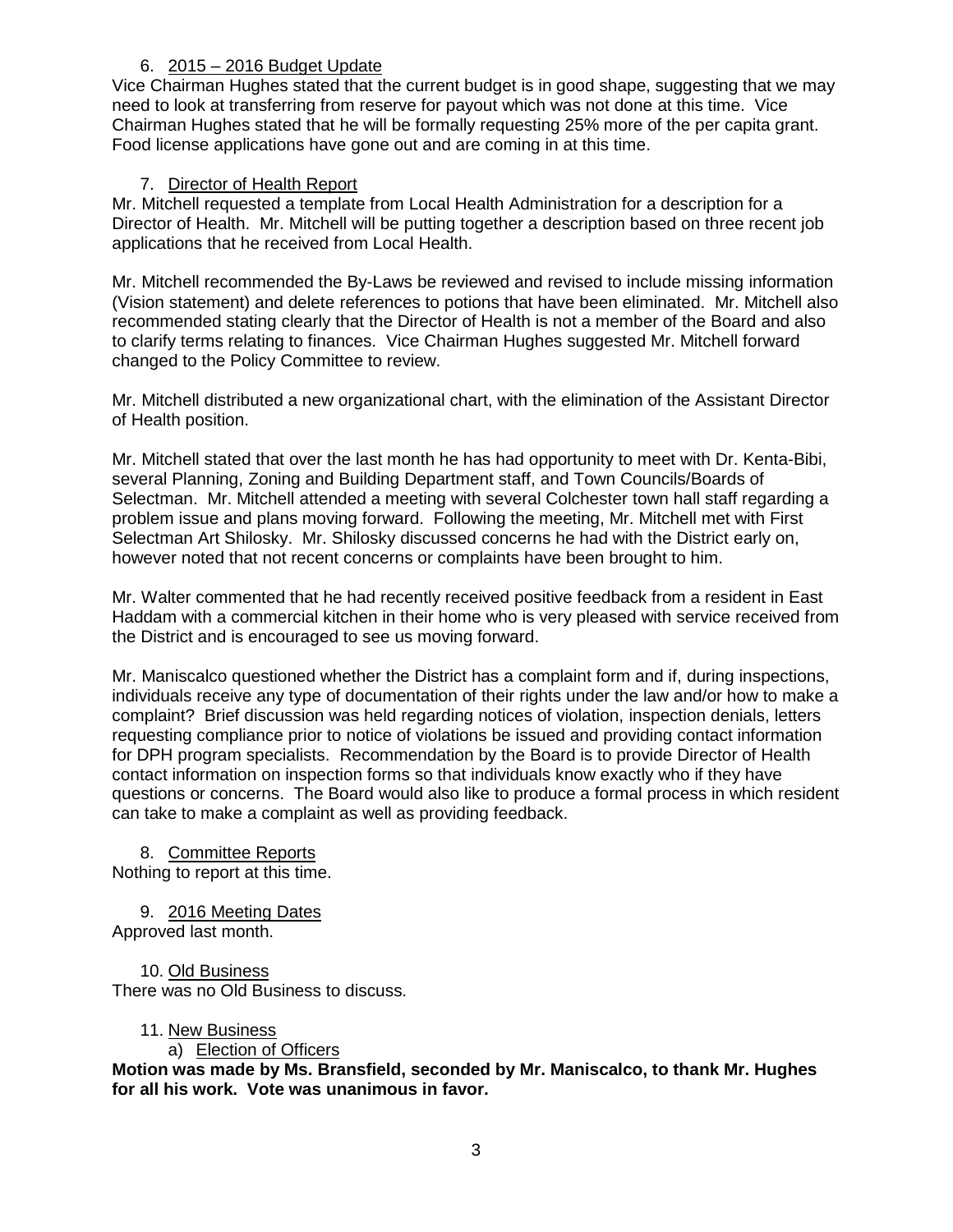6. 2015 – 2016 Budget Update

Vice Chairman Hughes stated that the current budget is in good shape, suggesting that we may need to look at transferring from reserve for payout which was not done at this time. Vice Chairman Hughes stated that he will be formally requesting 25% more of the per capita grant. Food license applications have gone out and are coming in at this time.

7. Director of Health Report

Mr. Mitchell requested a template from Local Health Administration for a description for a Director of Health. Mr. Mitchell will be putting together a description based on three recent job applications that he received from Local Health.

Mr. Mitchell recommended the By-Laws be reviewed and revised to include missing information (Vision statement) and delete references to potions that have been eliminated. Mr. Mitchell also recommended stating clearly that the Director of Health is not a member of the Board and also to clarify terms relating to finances. Vice Chairman Hughes suggested Mr. Mitchell forward changed to the Policy Committee to review.

Mr. Mitchell distributed a new organizational chart, with the elimination of the Assistant Director of Health position.

Mr. Mitchell stated that over the last month he has had opportunity to meet with Dr. Kenta-Bibi, several Planning, Zoning and Building Department staff, and Town Councils/Boards of Selectman. Mr. Mitchell attended a meeting with several Colchester town hall staff regarding a problem issue and plans moving forward. Following the meeting, Mr. Mitchell met with First Selectman Art Shilosky. Mr. Shilosky discussed concerns he had with the District early on, however noted that not recent concerns or complaints have been brought to him.

Mr. Walter commented that he had recently received positive feedback from a resident in East Haddam with a commercial kitchen in their home who is very pleased with service received from the District and is encouraged to see us moving forward.

Mr. Maniscalco questioned whether the District has a complaint form and if, during inspections, individuals receive any type of documentation of their rights under the law and/or how to make a complaint? Brief discussion was held regarding notices of violation, inspection denials, letters requesting compliance prior to notice of violations be issued and providing contact information for DPH program specialists. Recommendation by the Board is to provide Director of Health contact information on inspection forms so that individuals know exactly who if they have questions or concerns. The Board would also like to produce a formal process in which resident can take to make a complaint as well as providing feedback.

8. Committee Reports

Nothing to report at this time.

9. 2016 Meeting Dates

Approved last month.

10. Old Business

There was no Old Business to discuss.

11. New Business

a) Election of Officers

**Motion was made by Ms. Bransfield, seconded by Mr. Maniscalco, to thank Mr. Hughes for all his work. Vote was unanimous in favor.**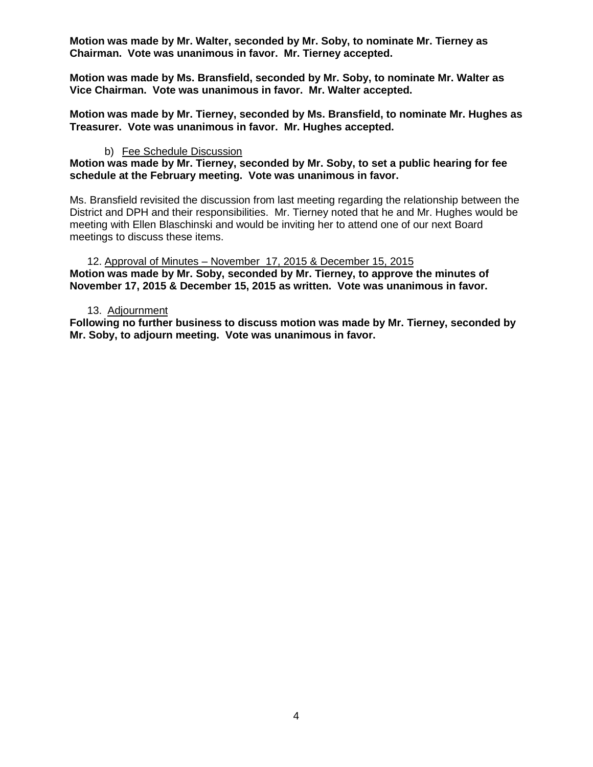**Motion was made by Mr. Walter, seconded by Mr. Soby, to nominate Mr. Tierney as Chairman. Vote was unanimous in favor. Mr. Tierney accepted.**

**Motion was made by Ms. Bransfield, seconded by Mr. Soby, to nominate Mr. Walter as Vice Chairman. Vote was unanimous in favor. Mr. Walter accepted.**

**Motion was made by Mr. Tierney, seconded by Ms. Bransfield, to nominate Mr. Hughes as Treasurer. Vote was unanimous in favor. Mr. Hughes accepted.**

b) Fee Schedule Discussion

**Motion was made by Mr. Tierney, seconded by Mr. Soby, to set a public hearing for fee schedule at the February meeting. Vote was unanimous in favor.**

Ms. Bransfield revisited the discussion from last meeting regarding the relationship between the District and DPH and their responsibilities. Mr. Tierney noted that he and Mr. Hughes would be meeting with Ellen Blaschinski and would be inviting her to attend one of our next Board meetings to discuss these items.

12. Approval of Minutes – November 17, 2015 & December 15, 2015

**Motion was made by Mr. Soby, seconded by Mr. Tierney, to approve the minutes of November 17, 2015 & December 15, 2015 as written. Vote was unanimous in favor.**

13. Adjournment

**Following no further business to discuss motion was made by Mr. Tierney, seconded by Mr. Soby, to adjourn meeting. Vote was unanimous in favor.**